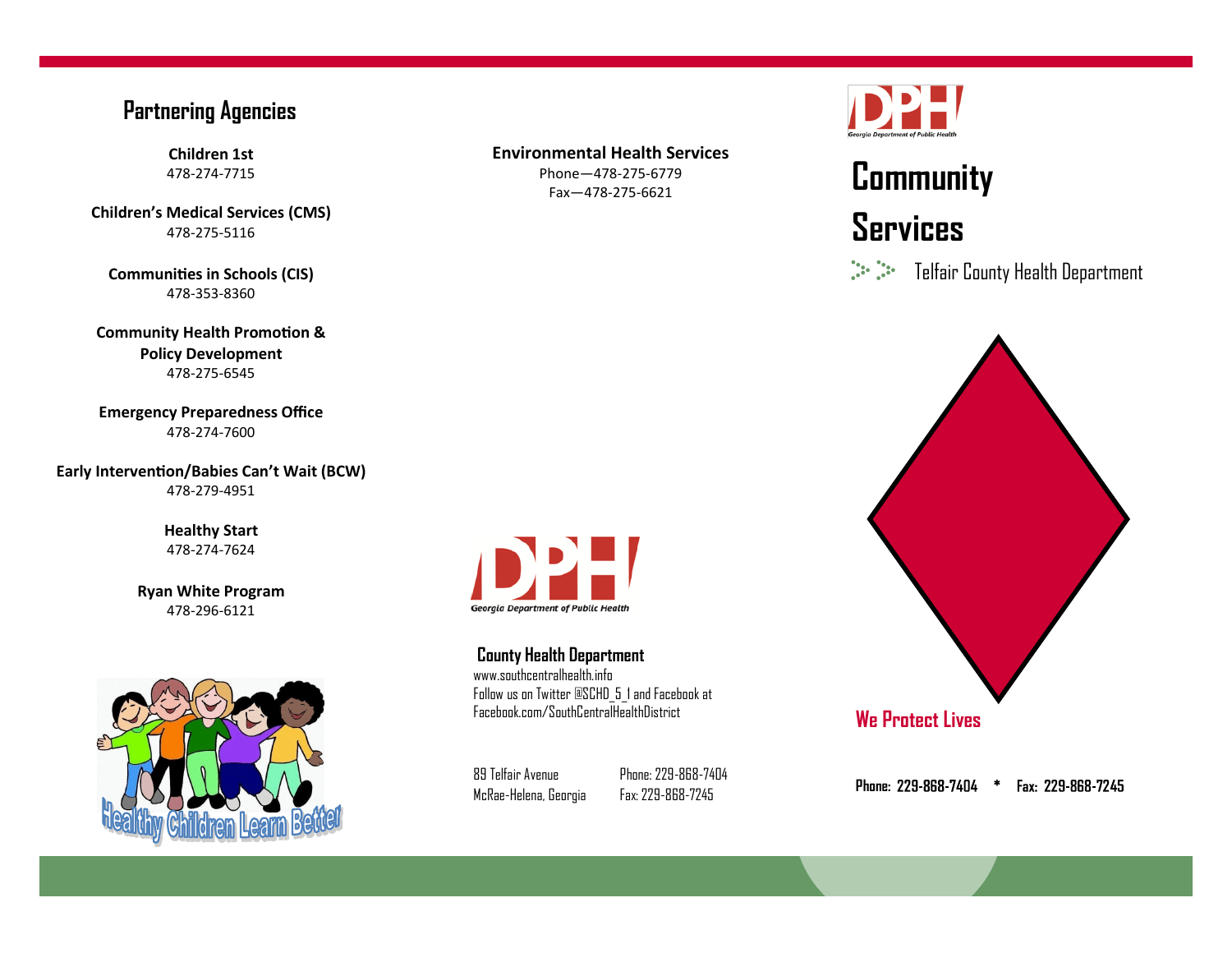## Partnering Agencies

**Children 1st**
478-274-7715

**Children's Medical Services (CMS)**
478-275-5116

**Communities in Schools (CIS)**
478-353-8360

**Community Health Promotion & Policy Development**
478-275-6545

**Emergency Preparedness Office**
478-274-7600

**Early Intervention/Babies Can't Wait (BCW)**
478-279-4951

**Healthy Start**
478-274-7624

**Ryan White Program**
478-296-6121

Healthy Children Learn Better

**Environmental Health Services**
Phone—478-275-6779
Fax—478-275-6621

DPH
Georgia Department of Public Health

### County Health Department

www.southcentralhealth.info
Follow us on Twitter @SCHD_5_1 and Facebook at Facebook.com/SouthCentralHealthDistrict

89 Telfair Avenue
McRae-Helena, Georgia

Phone: 229-868-7404
Fax: 229-868-7245

DPH
Georgia Department of Public Health

# Community Services

Telfair County Health Department

**We Protect Lives**

**Phone: 229-868-7404 * Fax: 229-868-7245**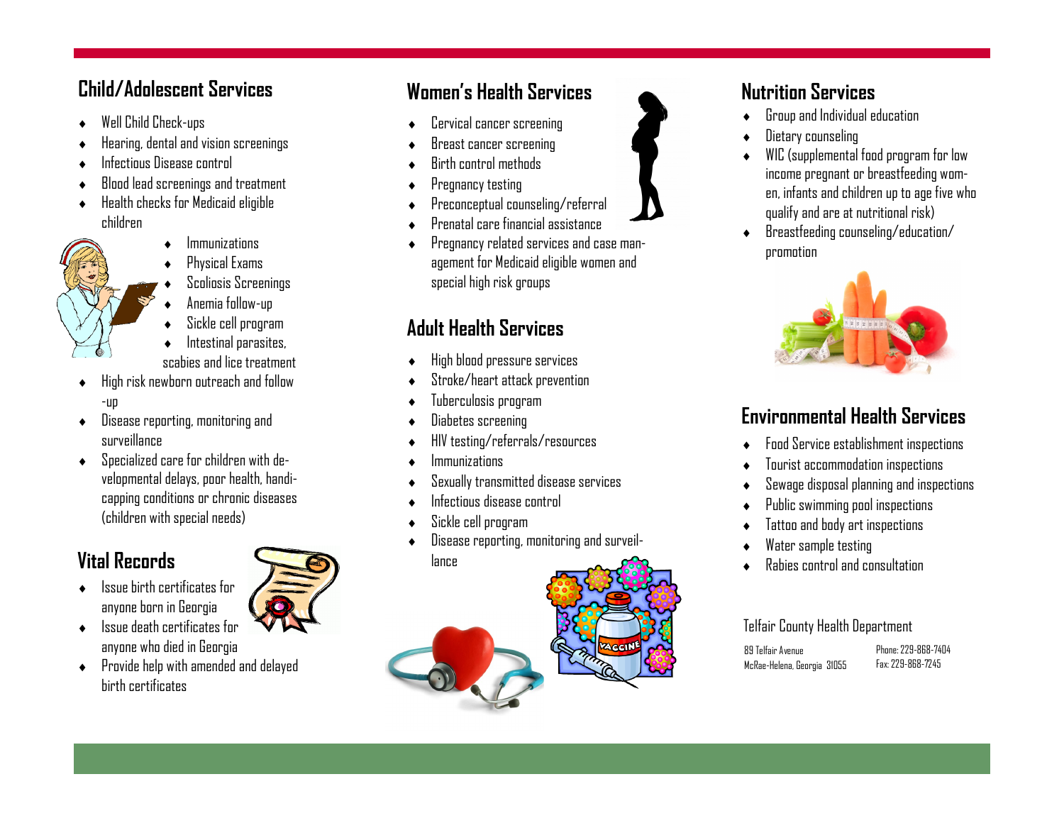## Child/Adolescent Services

- Well Child Check-ups
- Hearing, dental and vision screenings
- Infectious Disease control
- Blood lead screenings and treatment
- Health checks for Medicaid eligible children
- Immunizations
- Physical Exams
- Scoliosis Screenings
- Anemia follow-up
- Sickle cell program
- Intestinal parasites, scabies and lice treatment
- High risk newborn outreach and follow-up
- Disease reporting, monitoring and surveillance
- Specialized care for children with developmental delays, poor health, handicapping conditions or chronic diseases (children with special needs)

## Vital Records

- Issue birth certificates for anyone born in Georgia
- Issue death certificates for anyone who died in Georgia
- Provide help with amended and delayed birth certificates

## Women's Health Services

- Cervical cancer screening
- Breast cancer screening
- Birth control methods
- Pregnancy testing
- Preconceptual counseling/referral
- Prenatal care financial assistance
- Pregnancy related services and case management for Medicaid eligible women and special high risk groups

## Adult Health Services

- High blood pressure services
- Stroke/heart attack prevention
- Tuberculosis program
- Diabetes screening
- HIV testing/referrals/resources
- Immunizations
- Sexually transmitted disease services
- Infectious disease control
- Sickle cell program
- Disease reporting, monitoring and surveillance

## Nutrition Services

- Group and Individual education
- Dietary counseling
- WIC (supplemental food program for low income pregnant or breastfeeding women, infants and children up to age five who qualify and are at nutritional risk)
- Breastfeeding counseling/education/promotion

## Environmental Health Services

- Food Service establishment inspections
- Tourist accommodation inspections
- Sewage disposal planning and inspections
- Public swimming pool inspections
- Tattoo and body art inspections
- Water sample testing
- Rabies control and consultation

Telfair County Health Department

89 Telfair Avenue
McRae-Helena, Georgia 31055

Phone: 229-868-7404
Fax: 229-868-7245